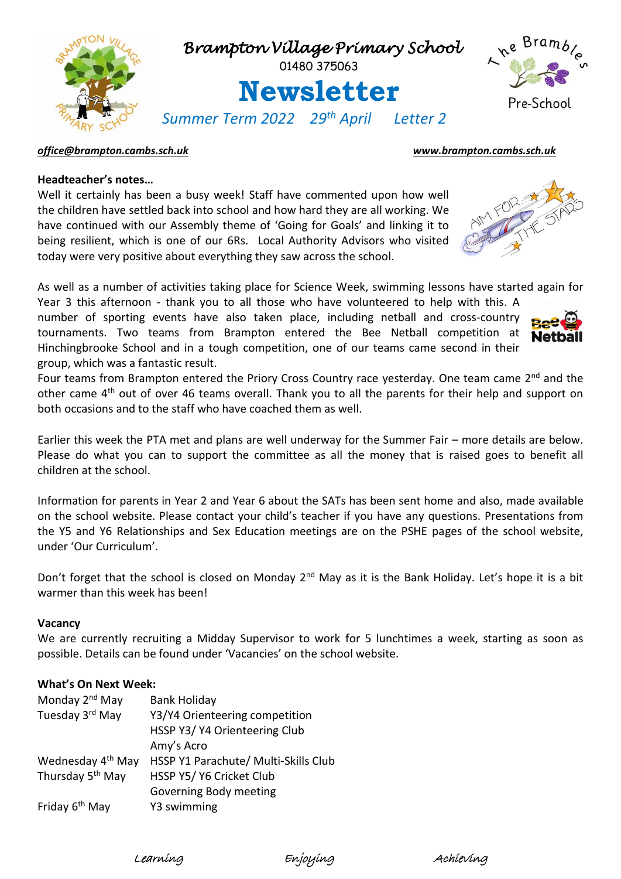# Brampton Village Primary School

01480 375063

# Newsletter

*Summer Term 2022 29th April Letter 2*

The Brambles Pre-School

*office@brampton.cambs.sch.uk* *www.brampton.cambs.sch.uk*

**Headteacher's notes…**

Well it certainly has been a busy week! Staff have commented upon how well the children have settled back into school and how hard they are all working. We have continued with our Assembly theme of 'Going for Goals' and linking it to being resilient, which is one of our 6Rs. Local Authority Advisors who visited today were very positive about everything they saw across the school.

As well as a number of activities taking place for Science Week, swimming lessons have started again for Year 3 this afternoon - thank you to all those who have volunteered to help with this. A number of sporting events have also taken place, including netball and cross-country tournaments. Two teams from Brampton entered the Bee Netball competition at Hinchingbrooke School and in a tough competition, one of our teams came second in their group, which was a fantastic result.

Four teams from Brampton entered the Priory Cross Country race yesterday. One team came 2nd and the other came 4th out of over 46 teams overall. Thank you to all the parents for their help and support on both occasions and to the staff who have coached them as well.

Earlier this week the PTA met and plans are well underway for the Summer Fair – more details are below. Please do what you can to support the committee as all the money that is raised goes to benefit all children at the school.

Information for parents in Year 2 and Year 6 about the SATs has been sent home and also, made available on the school website. Please contact your child's teacher if you have any questions. Presentations from the Y5 and Y6 Relationships and Sex Education meetings are on the PSHE pages of the school website, under 'Our Curriculum'.

Don't forget that the school is closed on Monday 2nd May as it is the Bank Holiday. Let's hope it is a bit warmer than this week has been!

**Vacancy**

We are currently recruiting a Midday Supervisor to work for 5 lunchtimes a week, starting as soon as possible. Details can be found under 'Vacancies' on the school website.

**What's On Next Week:**

| | |
|---|---|
| Monday 2nd May | Bank Holiday |
| Tuesday 3rd May | Y3/Y4 Orienteering competition |
| | HSSP Y3/ Y4 Orienteering Club |
| | Amy's Acro |
| Wednesday 4th May | HSSP Y1 Parachute/ Multi-Skills Club |
| Thursday 5th May | HSSP Y5/ Y6 Cricket Club |
| | Governing Body meeting |
| Friday 6th May | Y3 swimming |

*Learning* *Enjoying* *Achieving*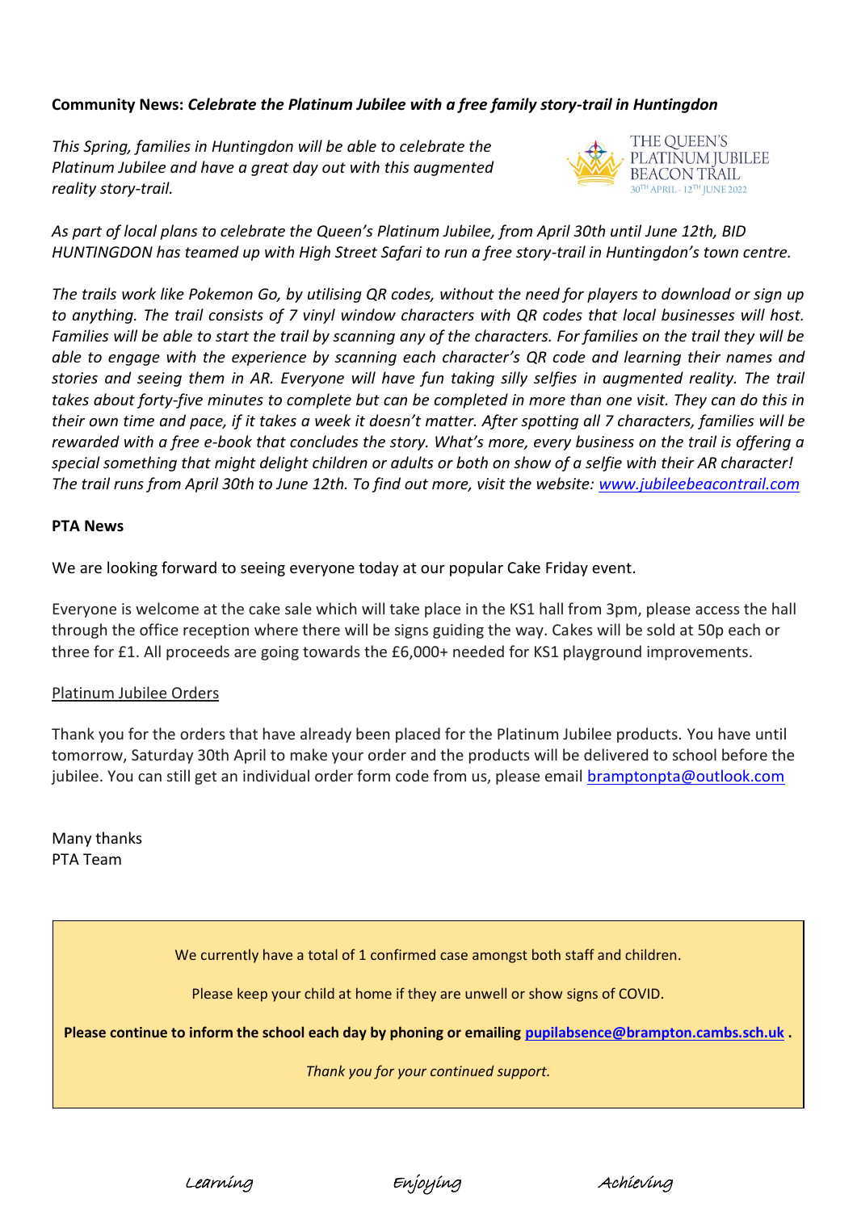**Community News: *Celebrate the Platinum Jubilee with a free family story-trail in Huntingdon***

*This Spring, families in Huntingdon will be able to celebrate the Platinum Jubilee and have a great day out with this augmented reality story-trail.*

THE QUEEN'S PLATINUM JUBILEE BEACON TRAIL
30TH APRIL - 12TH JUNE 2022

*As part of local plans to celebrate the Queen's Platinum Jubilee, from April 30th until June 12th, BID HUNTINGDON has teamed up with High Street Safari to run a free story-trail in Huntingdon's town centre.*

*The trails work like Pokemon Go, by utilising QR codes, without the need for players to download or sign up to anything. The trail consists of 7 vinyl window characters with QR codes that local businesses will host. Families will be able to start the trail by scanning any of the characters. For families on the trail they will be able to engage with the experience by scanning each character's QR code and learning their names and stories and seeing them in AR. Everyone will have fun taking silly selfies in augmented reality. The trail takes about forty-five minutes to complete but can be completed in more than one visit. They can do this in their own time and pace, if it takes a week it doesn't matter. After spotting all 7 characters, families will be rewarded with a free e-book that concludes the story. What's more, every business on the trail is offering a special something that might delight children or adults or both on show of a selfie with their AR character! The trail runs from April 30th to June 12th. To find out more, visit the website: [www.jubileebeacontrail.com](www.jubileebeacontrail.com)*

**PTA News**

We are looking forward to seeing everyone today at our popular Cake Friday event.

Everyone is welcome at the cake sale which will take place in the KS1 hall from 3pm, please access the hall through the office reception where there will be signs guiding the way. Cakes will be sold at 50p each or three for £1. All proceeds are going towards the £6,000+ needed for KS1 playground improvements.

Platinum Jubilee Orders

Thank you for the orders that have already been placed for the Platinum Jubilee products. You have until tomorrow, Saturday 30th April to make your order and the products will be delivered to school before the jubilee. You can still get an individual order form code from us, please email bramptonpta@outlook.com

Many thanks
PTA Team

We currently have a total of 1 confirmed case amongst both staff and children.

Please keep your child at home if they are unwell or show signs of COVID.

**Please continue to inform the school each day by phoning or emailing pupilabsence@brampton.cambs.sch.uk .**

*Thank you for your continued support.*